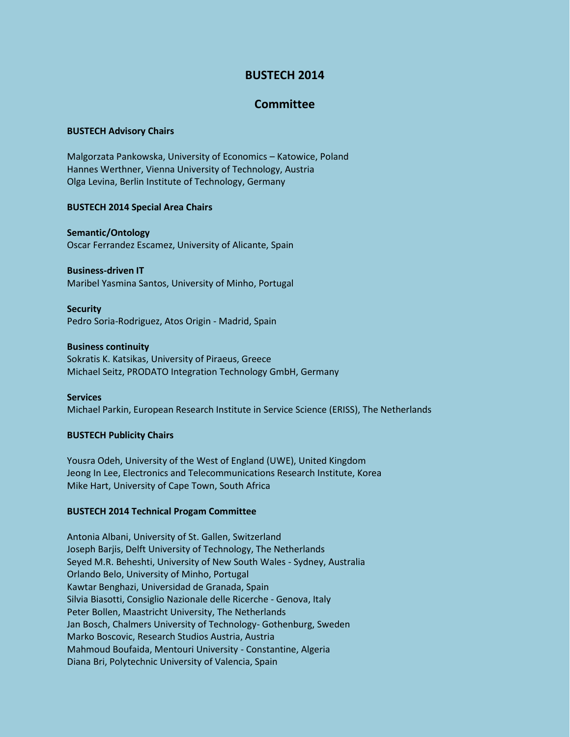# BUSTECH 2014

## Committee

**BUSTECH Advisory Chairs**

Malgorzata Pankowska, University of Economics – Katowice, Poland
Hannes Werthner, Vienna University of Technology, Austria
Olga Levina, Berlin Institute of Technology, Germany

**BUSTECH 2014 Special Area Chairs**

**Semantic/Ontology**
Oscar Ferrandez Escamez, University of Alicante, Spain

**Business-driven IT**
Maribel Yasmina Santos, University of Minho, Portugal

**Security**
Pedro Soria-Rodriguez, Atos Origin - Madrid, Spain

**Business continuity**
Sokratis K. Katsikas, University of Piraeus, Greece
Michael Seitz, PRODATO Integration Technology GmbH, Germany

**Services**
Michael Parkin, European Research Institute in Service Science (ERISS), The Netherlands

**BUSTECH Publicity Chairs**

Yousra Odeh, University of the West of England (UWE), United Kingdom
Jeong In Lee, Electronics and Telecommunications Research Institute, Korea
Mike Hart, University of Cape Town, South Africa

**BUSTECH 2014 Technical Progam Committee**

Antonia Albani, University of St. Gallen, Switzerland
Joseph Barjis, Delft University of Technology, The Netherlands
Seyed M.R. Beheshti, University of New South Wales - Sydney, Australia
Orlando Belo, University of Minho, Portugal
Kawtar Benghazi, Universidad de Granada, Spain
Silvia Biasotti, Consiglio Nazionale delle Ricerche - Genova, Italy
Peter Bollen, Maastricht University, The Netherlands
Jan Bosch, Chalmers University of Technology- Gothenburg, Sweden
Marko Boscovic, Research Studios Austria, Austria
Mahmoud Boufaida, Mentouri University - Constantine, Algeria
Diana Bri, Polytechnic University of Valencia, Spain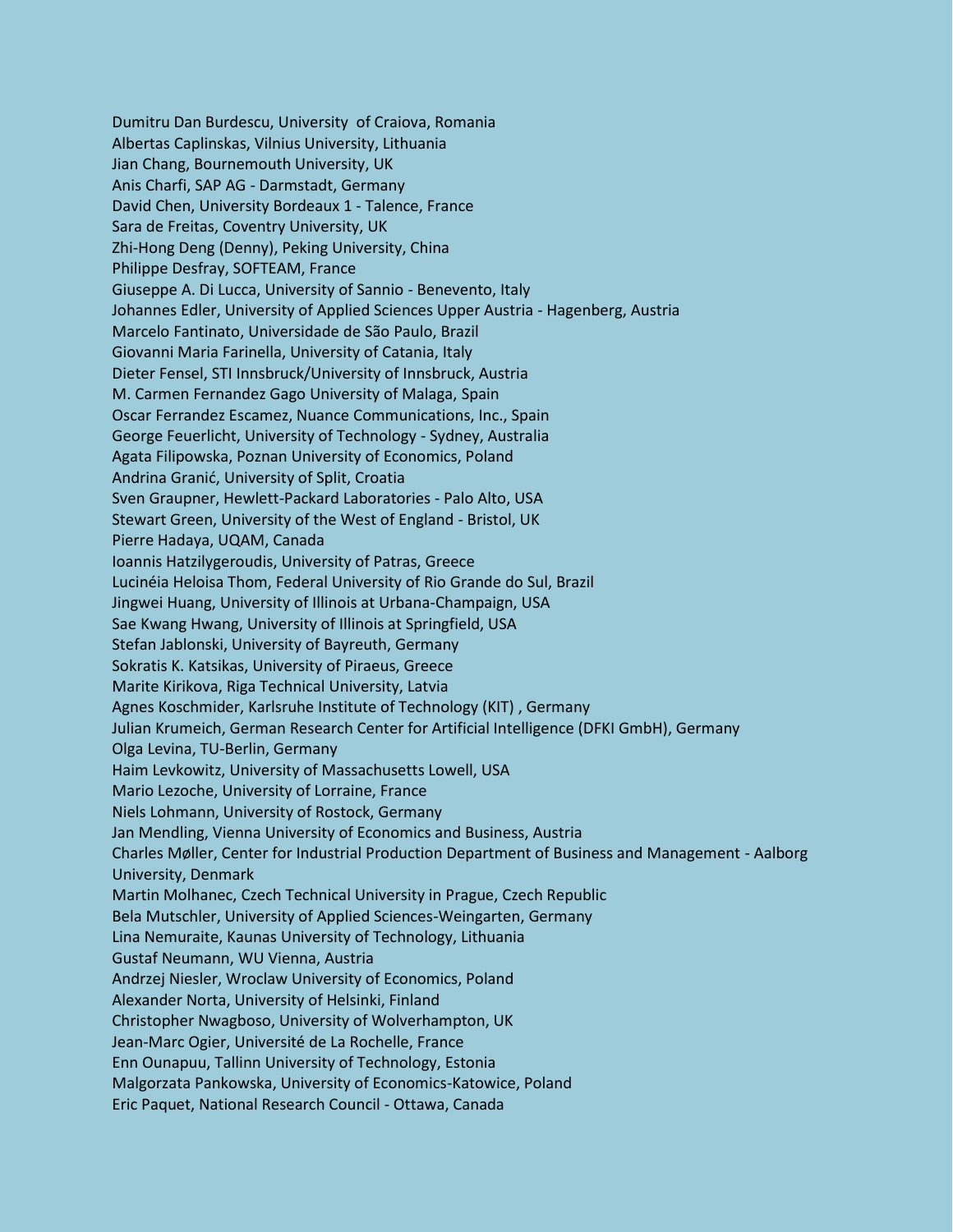Dumitru Dan Burdescu, University  of Craiova, Romania
Albertas Caplinskas, Vilnius University, Lithuania
Jian Chang, Bournemouth University, UK
Anis Charfi, SAP AG - Darmstadt, Germany
David Chen, University Bordeaux 1 - Talence, France
Sara de Freitas, Coventry University, UK
Zhi-Hong Deng (Denny), Peking University, China
Philippe Desfray, SOFTEAM, France
Giuseppe A. Di Lucca, University of Sannio - Benevento, Italy
Johannes Edler, University of Applied Sciences Upper Austria - Hagenberg, Austria
Marcelo Fantinato, Universidade de São Paulo, Brazil
Giovanni Maria Farinella, University of Catania, Italy
Dieter Fensel, STI Innsbruck/University of Innsbruck, Austria
M. Carmen Fernandez Gago University of Malaga, Spain
Oscar Ferrandez Escamez, Nuance Communications, Inc., Spain
George Feuerlicht, University of Technology - Sydney, Australia
Agata Filipowska, Poznan University of Economics, Poland
Andrina Granić, University of Split, Croatia
Sven Graupner, Hewlett-Packard Laboratories - Palo Alto, USA
Stewart Green, University of the West of England - Bristol, UK
Pierre Hadaya, UQAM, Canada
Ioannis Hatzilygeroudis, University of Patras, Greece
Lucinéia Heloisa Thom, Federal University of Rio Grande do Sul, Brazil
Jingwei Huang, University of Illinois at Urbana-Champaign, USA
Sae Kwang Hwang, University of Illinois at Springfield, USA
Stefan Jablonski, University of Bayreuth, Germany
Sokratis K. Katsikas, University of Piraeus, Greece
Marite Kirikova, Riga Technical University, Latvia
Agnes Koschmider, Karlsruhe Institute of Technology (KIT) , Germany
Julian Krumeich, German Research Center for Artificial Intelligence (DFKI GmbH), Germany
Olga Levina, TU-Berlin, Germany
Haim Levkowitz, University of Massachusetts Lowell, USA
Mario Lezoche, University of Lorraine, France
Niels Lohmann, University of Rostock, Germany
Jan Mendling, Vienna University of Economics and Business, Austria
Charles Møller, Center for Industrial Production Department of Business and Management - Aalborg University, Denmark
Martin Molhanec, Czech Technical University in Prague, Czech Republic
Bela Mutschler, University of Applied Sciences-Weingarten, Germany
Lina Nemuraite, Kaunas University of Technology, Lithuania
Gustaf Neumann, WU Vienna, Austria
Andrzej Niesler, Wroclaw University of Economics, Poland
Alexander Norta, University of Helsinki, Finland
Christopher Nwagboso, University of Wolverhampton, UK
Jean-Marc Ogier, Université de La Rochelle, France
Enn Ounapuu, Tallinn University of Technology, Estonia
Malgorzata Pankowska, University of Economics-Katowice, Poland
Eric Paquet, National Research Council - Ottawa, Canada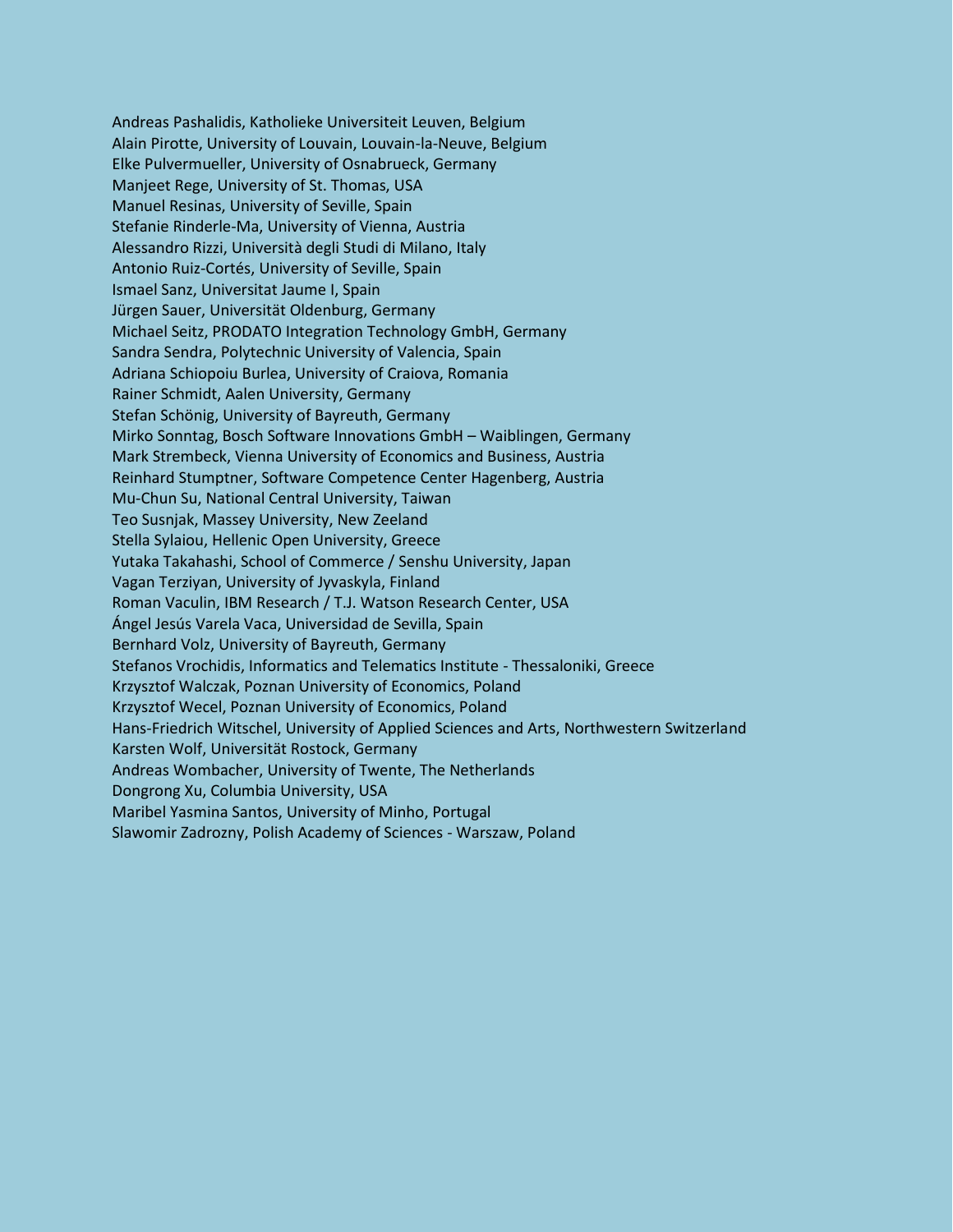Andreas Pashalidis, Katholieke Universiteit Leuven, Belgium
Alain Pirotte, University of Louvain, Louvain-la-Neuve, Belgium
Elke Pulvermueller, University of Osnabrueck, Germany
Manjeet Rege, University of St. Thomas, USA
Manuel Resinas, University of Seville, Spain
Stefanie Rinderle-Ma, University of Vienna, Austria
Alessandro Rizzi, Università degli Studi di Milano, Italy
Antonio Ruiz-Cortés, University of Seville, Spain
Ismael Sanz, Universitat Jaume I, Spain
Jürgen Sauer, Universität Oldenburg, Germany
Michael Seitz, PRODATO Integration Technology GmbH, Germany
Sandra Sendra, Polytechnic University of Valencia, Spain
Adriana Schiopoiu Burlea, University of Craiova, Romania
Rainer Schmidt, Aalen University, Germany
Stefan Schönig, University of Bayreuth, Germany
Mirko Sonntag, Bosch Software Innovations GmbH – Waiblingen, Germany
Mark Strembeck, Vienna University of Economics and Business, Austria
Reinhard Stumptner, Software Competence Center Hagenberg, Austria
Mu-Chun Su, National Central University, Taiwan
Teo Susnjak, Massey University, New Zeeland
Stella Sylaiou, Hellenic Open University, Greece
Yutaka Takahashi, School of Commerce / Senshu University, Japan
Vagan Terziyan, University of Jyvaskyla, Finland
Roman Vaculin, IBM Research / T.J. Watson Research Center, USA
Ángel Jesús Varela Vaca, Universidad de Sevilla, Spain
Bernhard Volz, University of Bayreuth, Germany
Stefanos Vrochidis, Informatics and Telematics Institute - Thessaloniki, Greece
Krzysztof Walczak, Poznan University of Economics, Poland
Krzysztof Wecel, Poznan University of Economics, Poland
Hans-Friedrich Witschel, University of Applied Sciences and Arts, Northwestern Switzerland
Karsten Wolf, Universität Rostock, Germany
Andreas Wombacher, University of Twente, The Netherlands
Dongrong Xu, Columbia University, USA
Maribel Yasmina Santos, University of Minho, Portugal
Slawomir Zadrozny, Polish Academy of Sciences - Warszaw, Poland